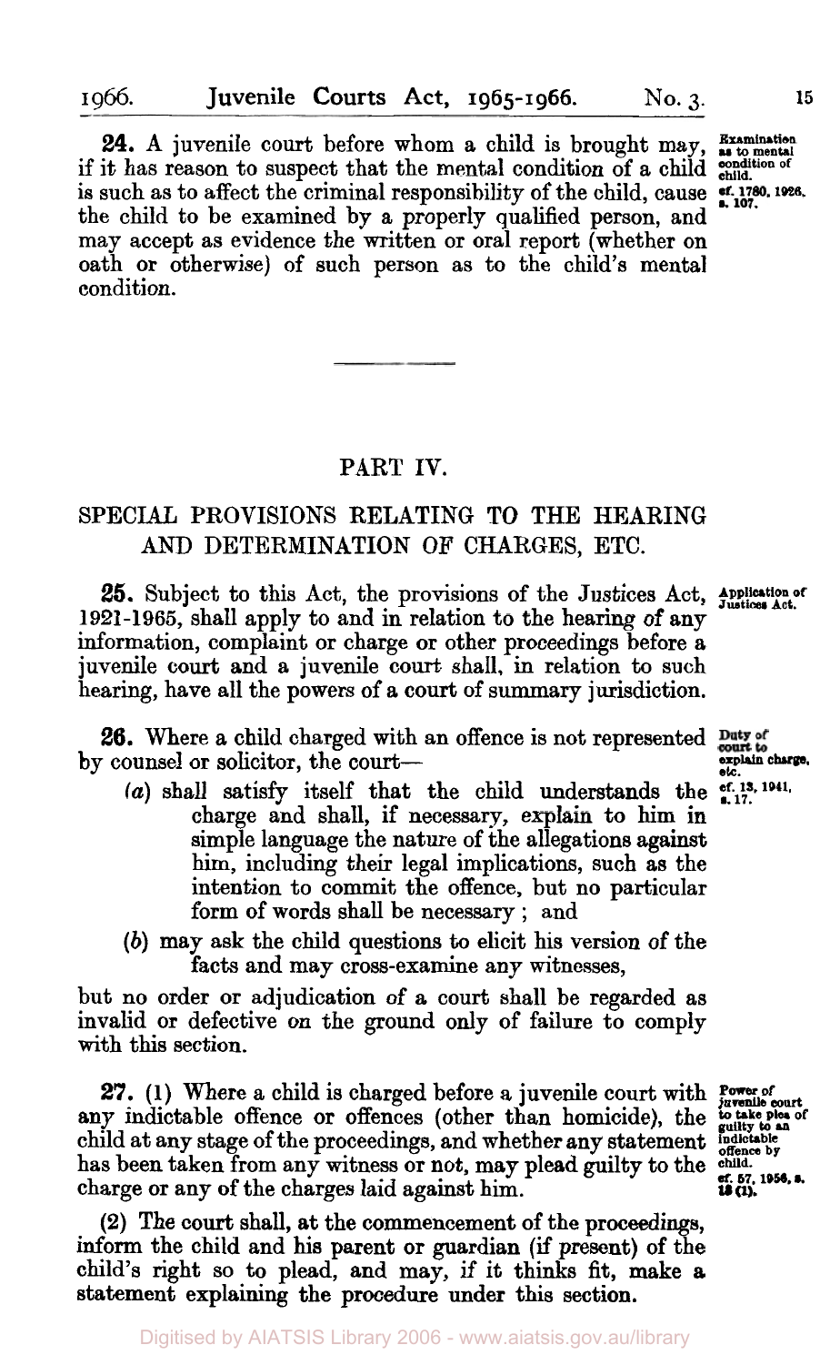**24.** A juvenile court before whom a child is brought may, if it has reason to suspect that the mental condition of a child is such as to affect the criminal responsibility of the child, cause the child to be examined by a properly qualified person, and may accept as evidence the written or oral report (whether on oath or otherwise) of such person as to the child's mental condition.

*Examination as to mental condition of child. cf. 1780, 1926, s. 107.*

---

## PART IV.

## SPECIAL PROVISIONS RELATING TO THE HEARING AND DETERMINATION OF CHARGES, ETC.

**25.** Subject to this Act, the provisions of the Justices Act, 1921-1965, shall apply to and in relation to the hearing of any information, complaint or charge or other proceedings before a juvenile court and a juvenile court shall, in relation to such hearing, have all the powers of a court of summary jurisdiction.

*Application of Justices Act.*

**26.** Where a child charged with an offence is not represented by counsel or solicitor, the court—

*Duty of court to explain charge, etc. cf. 13, 1941, s. 17.*

- (*a*) shall satisfy itself that the child understands the charge and shall, if necessary, explain to him in simple language the nature of the allegations against him, including their legal implications, such as the intention to commit the offence, but no particular form of words shall be necessary ; and
- (*b*) may ask the child questions to elicit his version of the facts and may cross-examine any witnesses,

but no order or adjudication of a court shall be regarded as invalid or defective on the ground only of failure to comply with this section.

**27.** (1) Where a child is charged before a juvenile court with any indictable offence or offences (other than homicide), the child at any stage of the proceedings, and whether any statement has been taken from any witness or not, may plead guilty to the charge or any of the charges laid against him.

*Power of juvenile court to take plea of guilty to an indictable offence by child. cf. 57, 1956, s. 18 (1).*

(2) The court shall, at the commencement of the proceedings, inform the child and his parent or guardian (if present) of the child's right so to plead, and may, if it thinks fit, make a statement explaining the procedure under this section.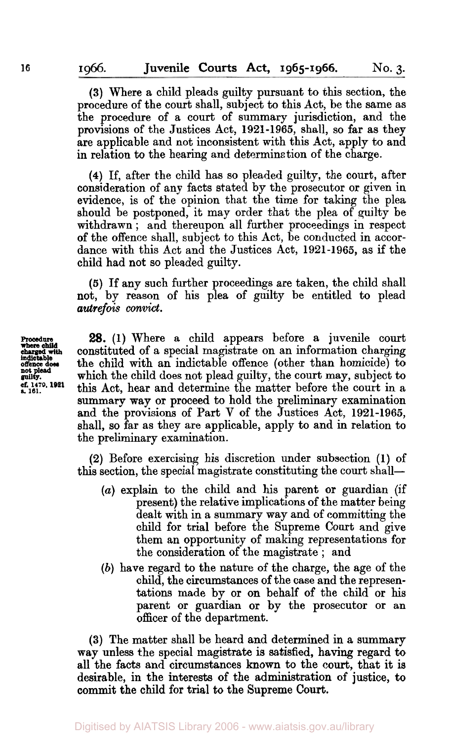(3) Where a child pleads guilty pursuant to this section, the procedure of the court shall, subject to this Act, be the same as the procedure of a court of summary jurisdiction, and the provisions of the Justices Act, 1921-1965, shall, so far as they are applicable and not inconsistent with this Act, apply to and in relation to the hearing and determination of the charge.

(4) If, after the child has so pleaded guilty, the court, after consideration of any facts stated by the prosecutor or given in evidence, is of the opinion that the time for taking the plea should be postponed, it may order that the plea of guilty be withdrawn; and thereupon all further proceedings in respect of the offence shall, subject to this Act, be conducted in accordance with this Act and the Justices Act, 1921-1965, as if the child had not so pleaded guilty.

(5) If any such further proceedings are taken, the child shall not, by reason of his plea of guilty be entitled to plead *autrefois convict*.

**Procedure where child charged with indictable offence does not plead guilty.**
**cf. 1470, 1921 s. 161.**

**28.** (1) Where a child appears before a juvenile court constituted of a special magistrate on an information charging the child with an indictable offence (other than homicide) to which the child does not plead guilty, the court may, subject to this Act, hear and determine the matter before the court in a summary way or proceed to hold the preliminary examination and the provisions of Part V of the Justices Act, 1921-1965, shall, so far as they are applicable, apply to and in relation to the preliminary examination.

(2) Before exercising his discretion under subsection (1) of this section, the special magistrate constituting the court shall—

(*a*) explain to the child and his parent or guardian (if present) the relative implications of the matter being dealt with in a summary way and of committing the child for trial before the Supreme Court and give them an opportunity of making representations for the consideration of the magistrate; and

(*b*) have regard to the nature of the charge, the age of the child, the circumstances of the case and the representations made by or on behalf of the child or his parent or guardian or by the prosecutor or an officer of the department.

(3) The matter shall be heard and determined in a summary way unless the special magistrate is satisfied, having regard to all the facts and circumstances known to the court, that it is desirable, in the interests of the administration of justice, to commit the child for trial to the Supreme Court.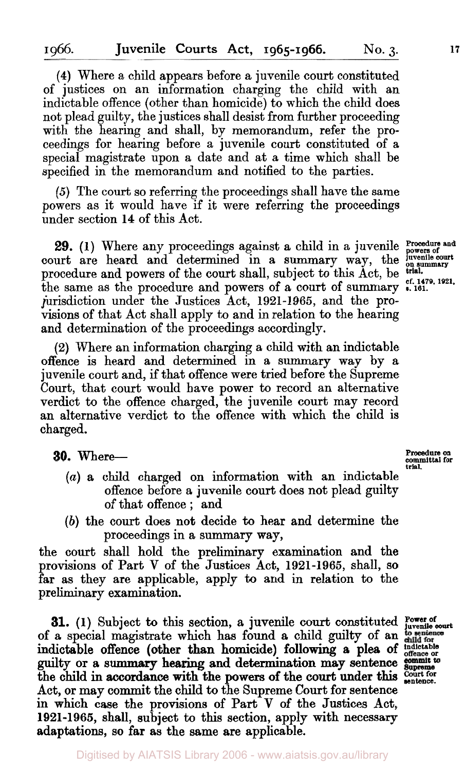(4) Where a child appears before a juvenile court constituted of justices on an information charging the child with an indictable offence (other than homicide) to which the child does not plead guilty, the justices shall desist from further proceeding with the hearing and shall, by memorandum, refer the proceedings for hearing before a juvenile court constituted of a special magistrate upon a date and at a time which shall be specified in the memorandum and notified to the parties.

(5) The court so referring the proceedings shall have the same powers as it would have if it were referring the proceedings under section 14 of this Act.

**Procedure and powers of juvenile court on summary trial.**
cf. 1479, 1921, s. 161.

**29.** (1) Where any proceedings against a child in a juvenile court are heard and determined in a summary way, the procedure and powers of the court shall, subject to this Act, be the same as the procedure and powers of a court of summary jurisdiction under the Justices Act, 1921-1965, and the provisions of that Act shall apply to and in relation to the hearing and determination of the proceedings accordingly.

(2) Where an information charging a child with an indictable offence is heard and determined in a summary way by a juvenile court and, if that offence were tried before the Supreme Court, that court would have power to record an alternative verdict to the offence charged, the juvenile court may record an alternative verdict to the offence with which the child is charged.

**Procedure on committal for trial.**

**30.** Where—

(*a*) a child charged on information with an indictable offence before a juvenile court does not plead guilty of that offence ; and

(*b*) the court does not decide to hear and determine the proceedings in a summary way,

the court shall hold the preliminary examination and the provisions of Part V of the Justices Act, 1921-1965, shall, so far as they are applicable, apply to and in relation to the preliminary examination.

**Power of juvenile court to sentence child for indictable offence or commit to Supreme Court for sentence.**

**31.** (1) Subject to this section, a juvenile court constituted of a special magistrate which has found a child guilty of an indictable offence (other than homicide) following a plea of guilty or a summary hearing and determination may sentence the child in accordance with the powers of the court under this Act, or may commit the child to the Supreme Court for sentence in which case the provisions of Part V of the Justices Act, 1921-1965, shall, subject to this section, apply with necessary adaptations, so far as the same are applicable.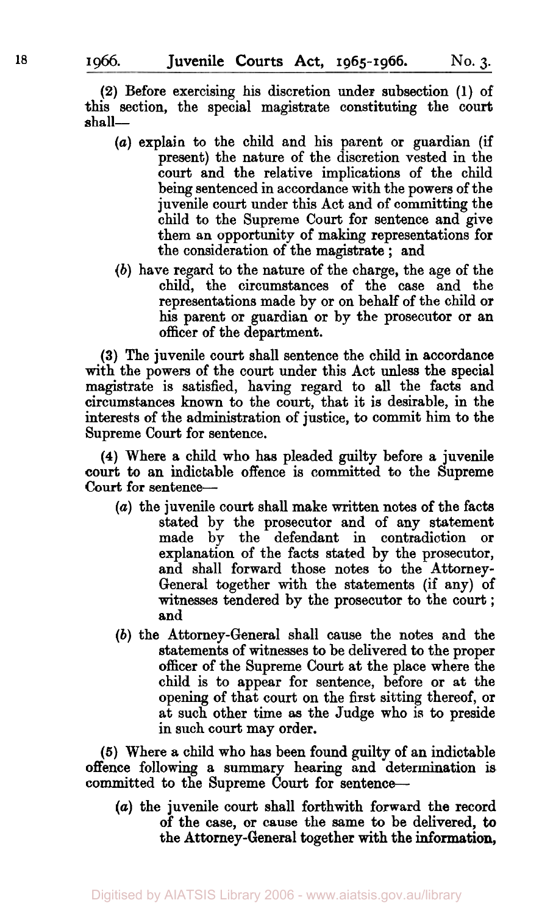(2) Before exercising his discretion under subsection (1) of this section, the special magistrate constituting the court shall—

- (*a*) explain to the child and his parent or guardian (if present) the nature of the discretion vested in the court and the relative implications of the child being sentenced in accordance with the powers of the juvenile court under this Act and of committing the child to the Supreme Court for sentence and give them an opportunity of making representations for the consideration of the magistrate ; and
- (*b*) have regard to the nature of the charge, the age of the child, the circumstances of the case and the representations made by or on behalf of the child or his parent or guardian or by the prosecutor or an officer of the department.

(3) The juvenile court shall sentence the child in accordance with the powers of the court under this Act unless the special magistrate is satisfied, having regard to all the facts and circumstances known to the court, that it is desirable, in the interests of the administration of justice, to commit him to the Supreme Court for sentence.

(4) Where a child who has pleaded guilty before a juvenile court to an indictable offence is committed to the Supreme Court for sentence—

- (*a*) the juvenile court shall make written notes of the facts stated by the prosecutor and of any statement made by the defendant in contradiction or explanation of the facts stated by the prosecutor, and shall forward those notes to the Attorney-General together with the statements (if any) of witnesses tendered by the prosecutor to the court ; and
- (*b*) the Attorney-General shall cause the notes and the statements of witnesses to be delivered to the proper officer of the Supreme Court at the place where the child is to appear for sentence, before or at the opening of that court on the first sitting thereof, or at such other time as the Judge who is to preside in such court may order.

(5) Where a child who has been found guilty of an indictable offence following a summary hearing and determination is committed to the Supreme Court for sentence—

- (*a*) the juvenile court shall forthwith forward the record of the case, or cause the same to be delivered, to the Attorney-General together with the information,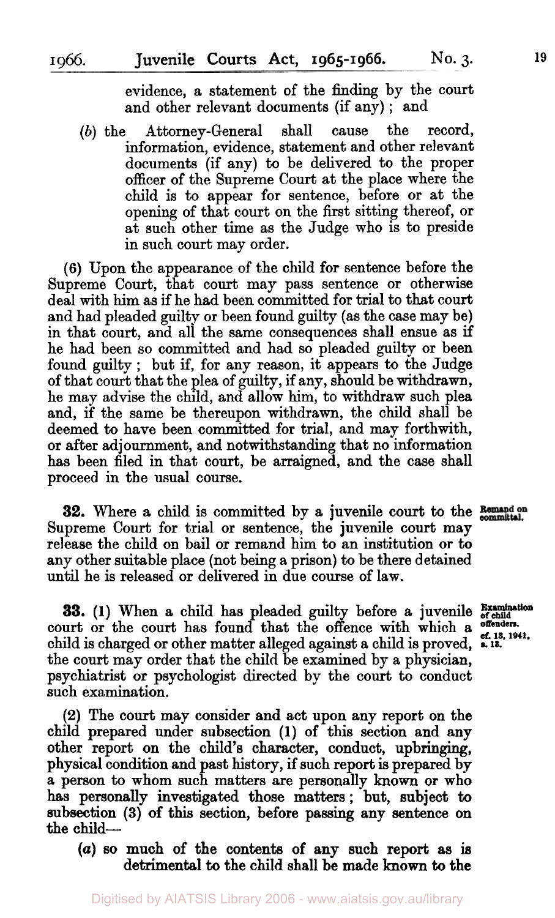evidence, a statement of the finding by the court and other relevant documents (if any); and

(*b*) the Attorney-General shall cause the record, information, evidence, statement and other relevant documents (if any) to be delivered to the proper officer of the Supreme Court at the place where the child is to appear for sentence, before or at the opening of that court on the first sitting thereof, or at such other time as the Judge who is to preside in such court may order.

(6) Upon the appearance of the child for sentence before the Supreme Court, that court may pass sentence or otherwise deal with him as if he had been committed for trial to that court and had pleaded guilty or been found guilty (as the case may be) in that court, and all the same consequences shall ensue as if he had been so committed and had so pleaded guilty or been found guilty; but if, for any reason, it appears to the Judge of that court that the plea of guilty, if any, should be withdrawn, he may advise the child, and allow him, to withdraw such plea and, if the same be thereupon withdrawn, the child shall be deemed to have been committed for trial, and may forthwith, or after adjournment, and notwithstanding that no information has been filed in that court, be arraigned, and the case shall proceed in the usual course.

**Remand on committal.**

**32.** Where a child is committed by a juvenile court to the Supreme Court for trial or sentence, the juvenile court may release the child on bail or remand him to an institution or to any other suitable place (not being a prison) to be there detained until he is released or delivered in due course of law.

**Examination of child offenders.** cf. 13, 1941, s. 13.

**33.** (1) When a child has pleaded guilty before a juvenile court or the court has found that the offence with which a child is charged or other matter alleged against a child is proved, the court may order that the child be examined by a physician, psychiatrist or psychologist directed by the court to conduct such examination.

(2) The court may consider and act upon any report on the child prepared under subsection (1) of this section and any other report on the child's character, conduct, upbringing, physical condition and past history, if such report is prepared by a person to whom such matters are personally known or who has personally investigated those matters; but, subject to subsection (3) of this section, before passing any sentence on the child—

(*a*) so much of the contents of any such report as is detrimental to the child shall be made known to the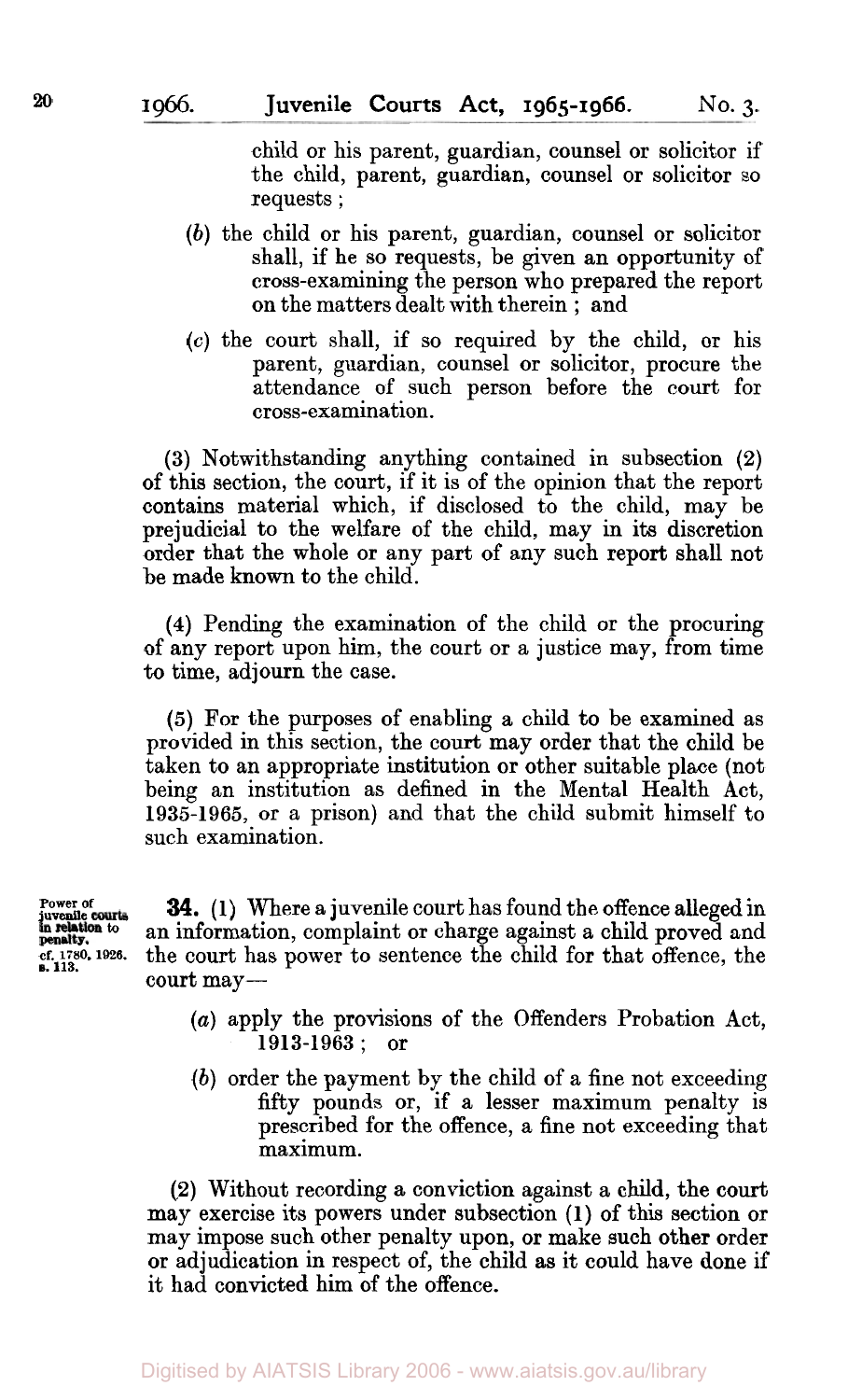child or his parent, guardian, counsel or solicitor if the child, parent, guardian, counsel or solicitor so requests ;

(*b*) the child or his parent, guardian, counsel or solicitor shall, if he so requests, be given an opportunity of cross-examining the person who prepared the report on the matters dealt with therein ; and

(*c*) the court shall, if so required by the child, or his parent, guardian, counsel or solicitor, procure the attendance of such person before the court for cross-examination.

(3) Notwithstanding anything contained in subsection (2) of this section, the court, if it is of the opinion that the report contains material which, if disclosed to the child, may be prejudicial to the welfare of the child, may in its discretion order that the whole or any part of any such report shall not be made known to the child.

(4) Pending the examination of the child or the procuring of any report upon him, the court or a justice may, from time to time, adjourn the case.

(5) For the purposes of enabling a child to be examined as provided in this section, the court may order that the child be taken to an appropriate institution or other suitable place (not being an institution as defined in the Mental Health Act, 1935-1965, or a prison) and that the child submit himself to such examination.

Power of juvenile courts in relation to penalty. cf. 1780, 1926, s. 113.

**34.** (1) Where a juvenile court has found the offence alleged in an information, complaint or charge against a child proved and the court has power to sentence the child for that offence, the court may—

(*a*) apply the provisions of the Offenders Probation Act, 1913-1963 ; or

(*b*) order the payment by the child of a fine not exceeding fifty pounds or, if a lesser maximum penalty is prescribed for the offence, a fine not exceeding that maximum.

(2) Without recording a conviction against a child, the court may exercise its powers under subsection (1) of this section or may impose such other penalty upon, or make such other order or adjudication in respect of, the child as it could have done if it had convicted him of the offence.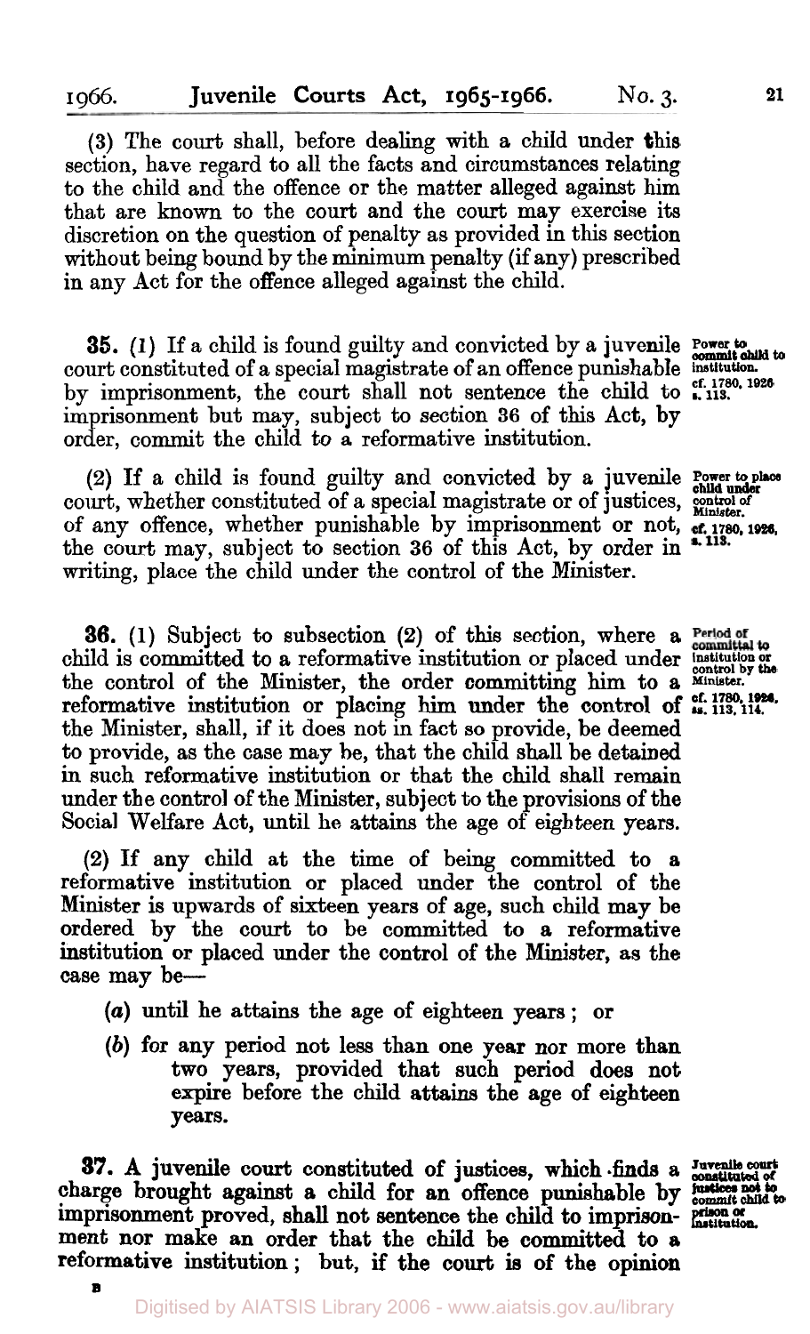(3) The court shall, before dealing with a child under this section, have regard to all the facts and circumstances relating to the child and the offence or the matter alleged against him that are known to the court and the court may exercise its discretion on the question of penalty as provided in this section without being bound by the minimum penalty (if any) prescribed in any Act for the offence alleged against the child.

*Power to commit child to institution. cf. 1780, 1926 s. 113.*

**35.** (1) If a child is found guilty and convicted by a juvenile court constituted of a special magistrate of an offence punishable by imprisonment, the court shall not sentence the child to imprisonment but may, subject to section 36 of this Act, by order, commit the child to a reformative institution.

*Power to place child under control of Minister. cf. 1780, 1926, s. 113.*

(2) If a child is found guilty and convicted by a juvenile court, whether constituted of a special magistrate or of justices, of any offence, whether punishable by imprisonment or not, the court may, subject to section 36 of this Act, by order in writing, place the child under the control of the Minister.

*Period of committal to institution or control by the Minister. cf. 1780, 1926, ss. 113, 114.*

**36.** (1) Subject to subsection (2) of this section, where a child is committed to a reformative institution or placed under the control of the Minister, the order committing him to a reformative institution or placing him under the control of the Minister, shall, if it does not in fact so provide, be deemed to provide, as the case may be, that the child shall be detained in such reformative institution or that the child shall remain under the control of the Minister, subject to the provisions of the Social Welfare Act, until he attains the age of eighteen years.

(2) If any child at the time of being committed to a reformative institution or placed under the control of the Minister is upwards of sixteen years of age, such child may be ordered by the court to be committed to a reformative institution or placed under the control of the Minister, as the case may be—

(*a*) until he attains the age of eighteen years; or

(*b*) for any period not less than one year nor more than two years, provided that such period does not expire before the child attains the age of eighteen years.

*Juvenile court constituted of justices not to commit child to prison or institution.*

**37.** A juvenile court constituted of justices, which finds a charge brought against a child for an offence punishable by imprisonment proved, shall not sentence the child to imprisonment nor make an order that the child be committed to a reformative institution; but, if the court is of the opinion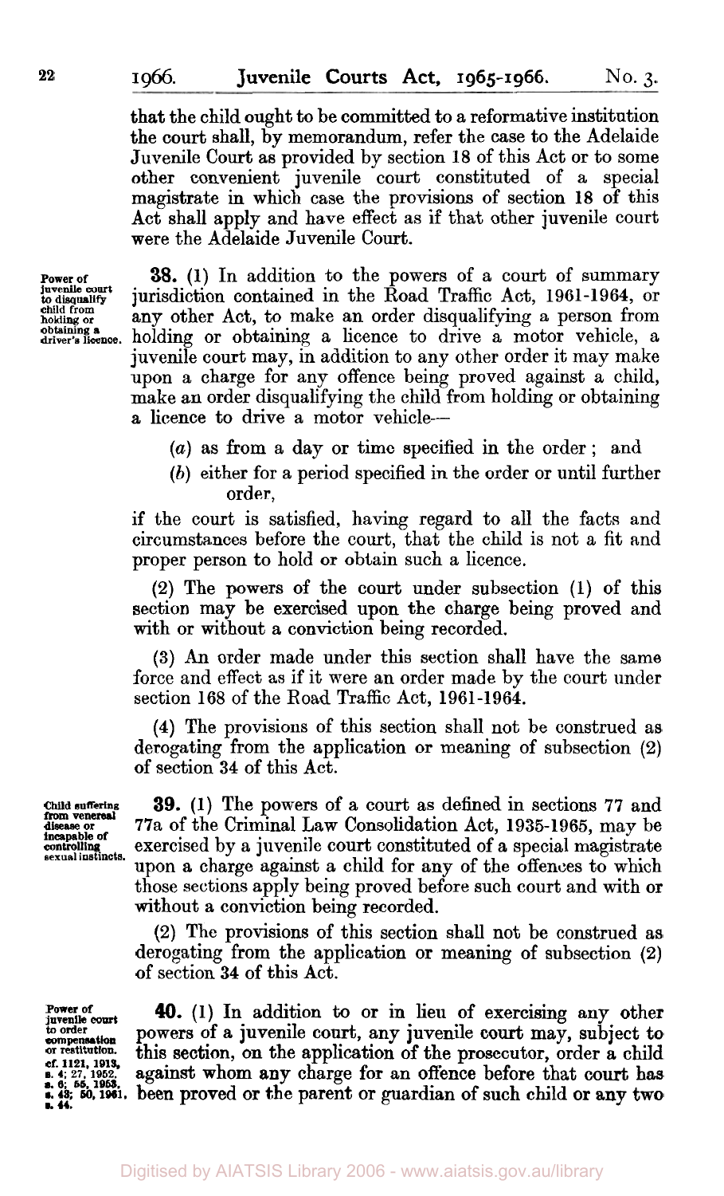that the child ought to be committed to a reformative institution the court shall, by memorandum, refer the case to the Adelaide Juvenile Court as provided by section 18 of this Act or to some other convenient juvenile court constituted of a special magistrate in which case the provisions of section 18 of this Act shall apply and have effect as if that other juvenile court were the Adelaide Juvenile Court.

Power of juvenile court to disqualify child from holding or obtaining a driver's licence.

**38.** (1) In addition to the powers of a court of summary jurisdiction contained in the Road Traffic Act, 1961-1964, or any other Act, to make an order disqualifying a person from holding or obtaining a licence to drive a motor vehicle, a juvenile court may, in addition to any other order it may make upon a charge for any offence being proved against a child, make an order disqualifying the child from holding or obtaining a licence to drive a motor vehicle—

(*a*) as from a day or time specified in the order; and

(*b*) either for a period specified in the order or until further order,

if the court is satisfied, having regard to all the facts and circumstances before the court, that the child is not a fit and proper person to hold or obtain such a licence.

(2) The powers of the court under subsection (1) of this section may be exercised upon the charge being proved and with or without a conviction being recorded.

(3) An order made under this section shall have the same force and effect as if it were an order made by the court under section 168 of the Road Traffic Act, 1961-1964.

(4) The provisions of this section shall not be construed as derogating from the application or meaning of subsection (2) of section 34 of this Act.

Child suffering from venereal disease or incapable of controlling sexual instincts.

**39.** (1) The powers of a court as defined in sections 77 and 77a of the Criminal Law Consolidation Act, 1935-1965, may be exercised by a juvenile court constituted of a special magistrate upon a charge against a child for any of the offences to which those sections apply being proved before such court and with or without a conviction being recorded.

(2) The provisions of this section shall not be construed as derogating from the application or meaning of subsection (2) of section 34 of this Act.

Power of juvenile court to order compensation or restitution. cf. 1121, 1913, s. 4; 27, 1952, s. 6; 55, 1953, s. 43; 50, 1961, s. 44.

**40.** (1) In addition to or in lieu of exercising any other powers of a juvenile court, any juvenile court may, subject to this section, on the application of the prosecutor, order a child against whom any charge for an offence before that court has been proved or the parent or guardian of such child or any two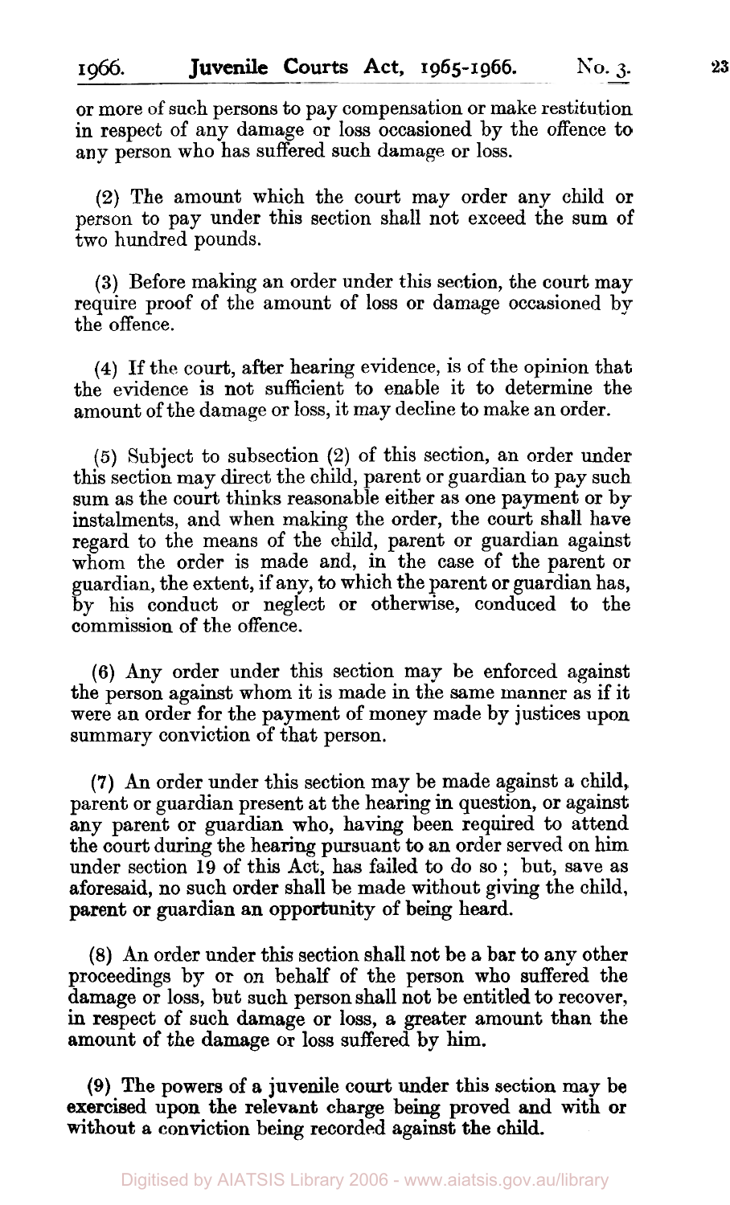or more of such persons to pay compensation or make restitution in respect of any damage or loss occasioned by the offence to any person who has suffered such damage or loss.

(2) The amount which the court may order any child or person to pay under this section shall not exceed the sum of two hundred pounds.

(3) Before making an order under this section, the court may require proof of the amount of loss or damage occasioned by the offence.

(4) If the court, after hearing evidence, is of the opinion that the evidence is not sufficient to enable it to determine the amount of the damage or loss, it may decline to make an order.

(5) Subject to subsection (2) of this section, an order under this section may direct the child, parent or guardian to pay such sum as the court thinks reasonable either as one payment or by instalments, and when making the order, the court shall have regard to the means of the child, parent or guardian against whom the order is made and, in the case of the parent or guardian, the extent, if any, to which the parent or guardian has, by his conduct or neglect or otherwise, conduced to the commission of the offence.

(6) Any order under this section may be enforced against the person against whom it is made in the same manner as if it were an order for the payment of money made by justices upon summary conviction of that person.

(7) An order under this section may be made against a child, parent or guardian present at the hearing in question, or against any parent or guardian who, having been required to attend the court during the hearing pursuant to an order served on him under section 19 of this Act, has failed to do so; but, save as aforesaid, no such order shall be made without giving the child, parent or guardian an opportunity of being heard.

(8) An order under this section shall not be a bar to any other proceedings by or on behalf of the person who suffered the damage or loss, but such person shall not be entitled to recover, in respect of such damage or loss, a greater amount than the amount of the damage or loss suffered by him.

(9) The powers of a juvenile court under this section may be exercised upon the relevant charge being proved and with or without a conviction being recorded against the child.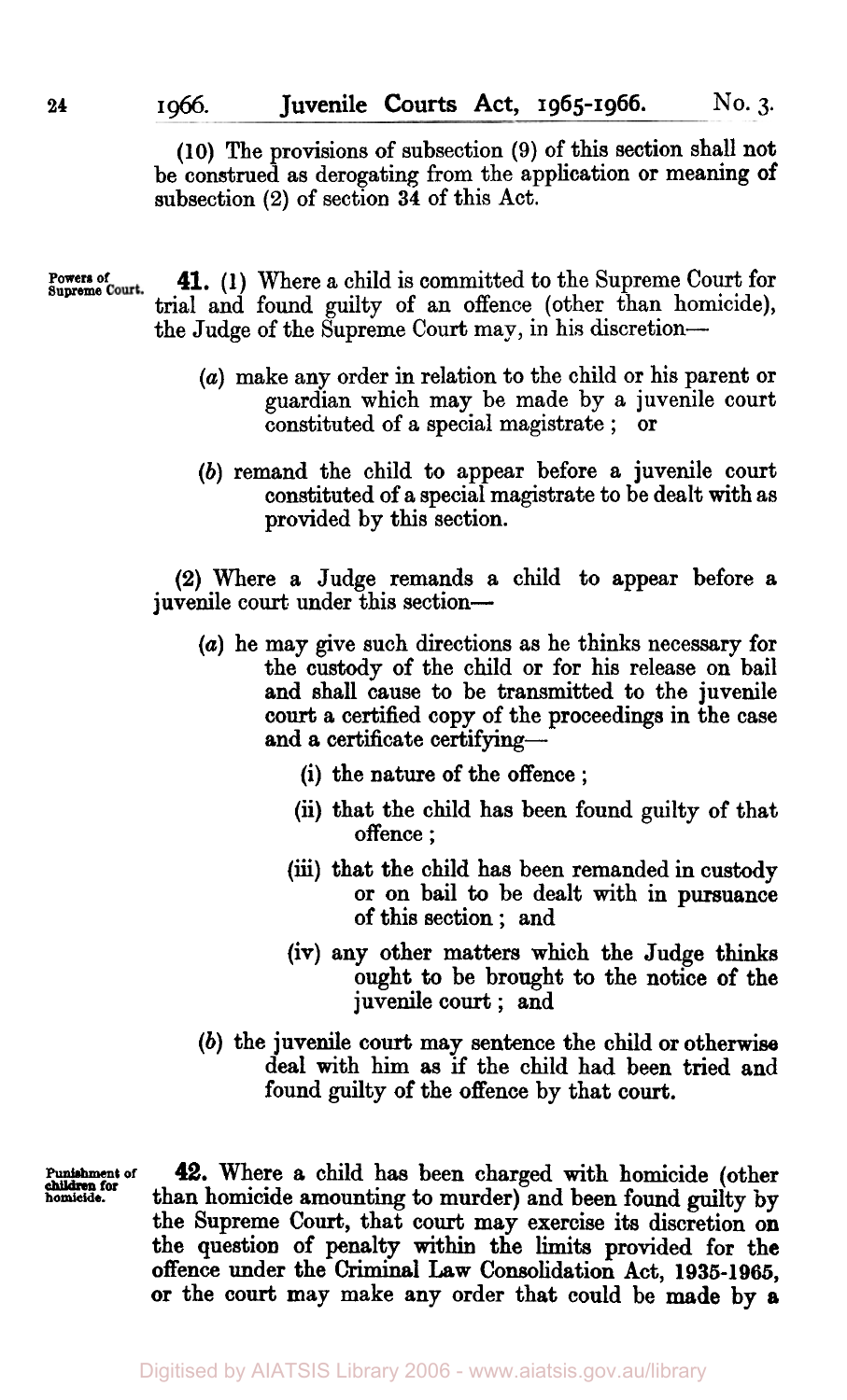(10) The provisions of subsection (9) of this section shall not be construed as derogating from the application or meaning of subsection (2) of section 34 of this Act.

Powers of Supreme Court.

**41.** (1) Where a child is committed to the Supreme Court for trial and found guilty of an offence (other than homicide), the Judge of the Supreme Court may, in his discretion—

(*a*) make any order in relation to the child or his parent or guardian which may be made by a juvenile court constituted of a special magistrate ; or

(*b*) remand the child to appear before a juvenile court constituted of a special magistrate to be dealt with as provided by this section.

(2) Where a Judge remands a child to appear before a juvenile court under this section—

(*a*) he may give such directions as he thinks necessary for the custody of the child or for his release on bail and shall cause to be transmitted to the juvenile court a certified copy of the proceedings in the case and a certificate certifying—

(i) the nature of the offence ;

(ii) that the child has been found guilty of that offence ;

(iii) that the child has been remanded in custody or on bail to be dealt with in pursuance of this section ; and

(iv) any other matters which the Judge thinks ought to be brought to the notice of the juvenile court ; and

(*b*) the juvenile court may sentence the child or otherwise deal with him as if the child had been tried and found guilty of the offence by that court.

Punishment of children for homicide.

**42.** Where a child has been charged with homicide (other than homicide amounting to murder) and been found guilty by the Supreme Court, that court may exercise its discretion on the question of penalty within the limits provided for the offence under the Criminal Law Consolidation Act, 1935-1965, or the court may make any order that could be made by a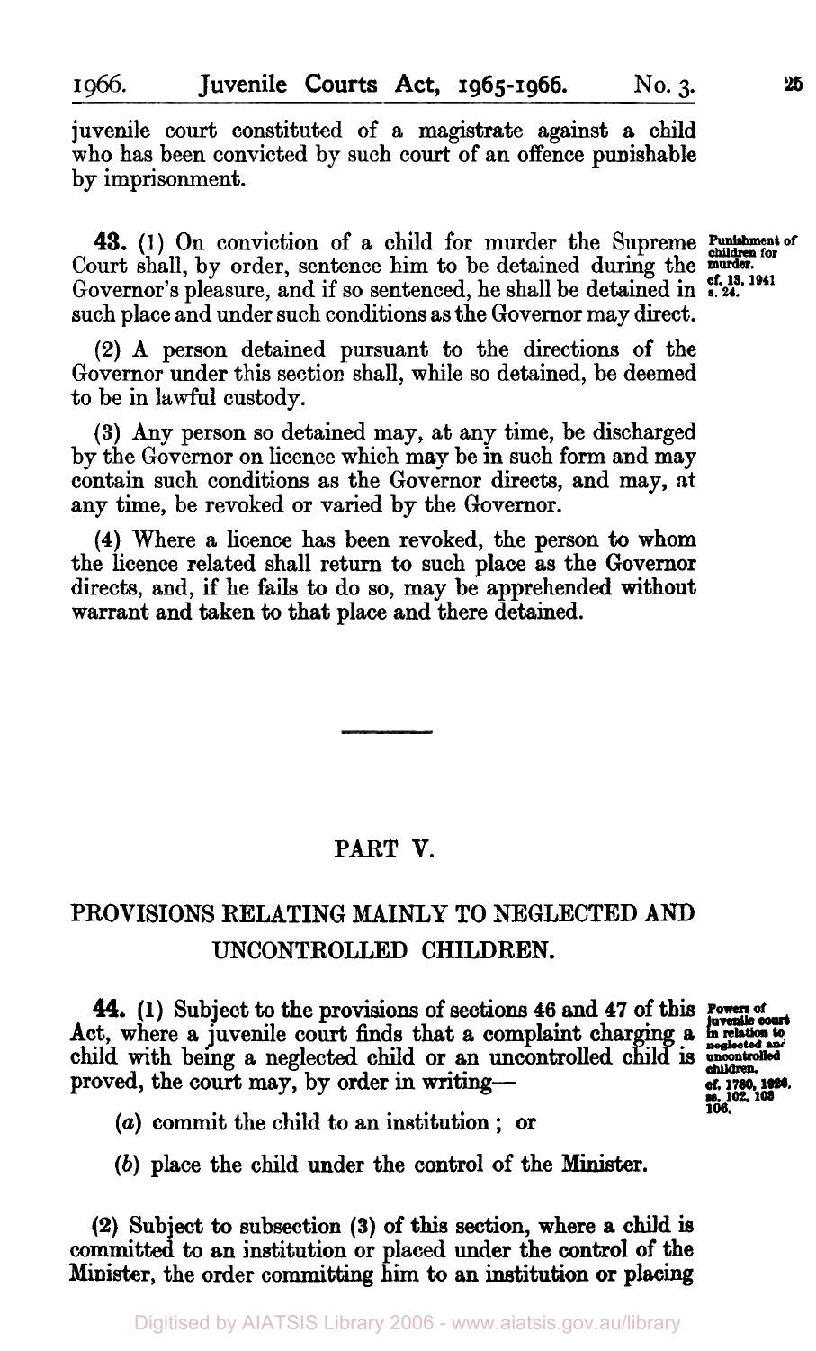juvenile court constituted of a magistrate against a child who has been convicted by such court of an offence punishable by imprisonment.

**43.** (1) On conviction of a child for murder the Supreme Court shall, by order, sentence him to be detained during the Governor's pleasure, and if so sentenced, he shall be detained in such place and under such conditions as the Governor may direct.

**Punishment of children for murder.** cf. 13, 1941 s. 24.

(2) A person detained pursuant to the directions of the Governor under this section shall, while so detained, be deemed to be in lawful custody.

(3) Any person so detained may, at any time, be discharged by the Governor on licence which may be in such form and may contain such conditions as the Governor directs, and may, at any time, be revoked or varied by the Governor.

(4) Where a licence has been revoked, the person to whom the licence related shall return to such place as the Governor directs, and, if he fails to do so, may be apprehended without warrant and taken to that place and there detained.

## PART V.

## PROVISIONS RELATING MAINLY TO NEGLECTED AND UNCONTROLLED CHILDREN.

**44.** (1) Subject to the provisions of sections 46 and 47 of this Act, where a juvenile court finds that a complaint charging a child with being a neglected child or an uncontrolled child is proved, the court may, by order in writing—

**Powers of juvenile court in relation to neglected and uncontrolled children.** cf. 1780, 1926, ss. 102, 103 106.

(*a*) commit the child to an institution ; or

(*b*) place the child under the control of the Minister.

(2) Subject to subsection (3) of this section, where a child is committed to an institution or placed under the control of the Minister, the order committing him to an institution or placing